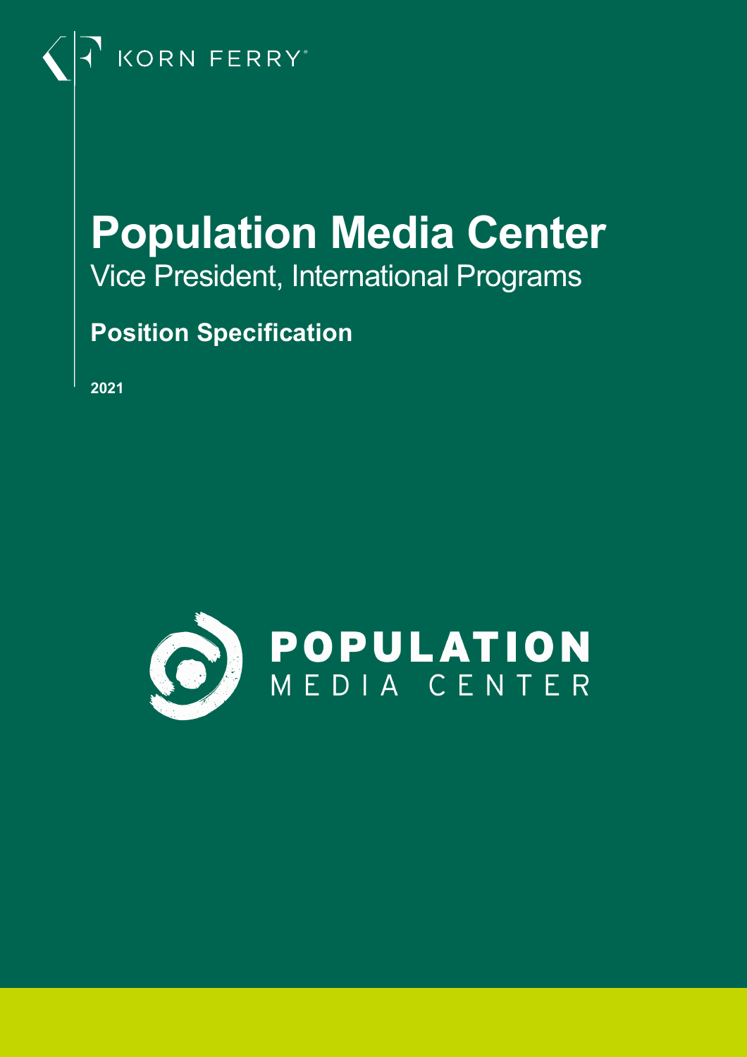KORN FERRY

# Population Media Center

Vice President, International Programs

## Position Specification

2021

POPULATION MEDIA CENTER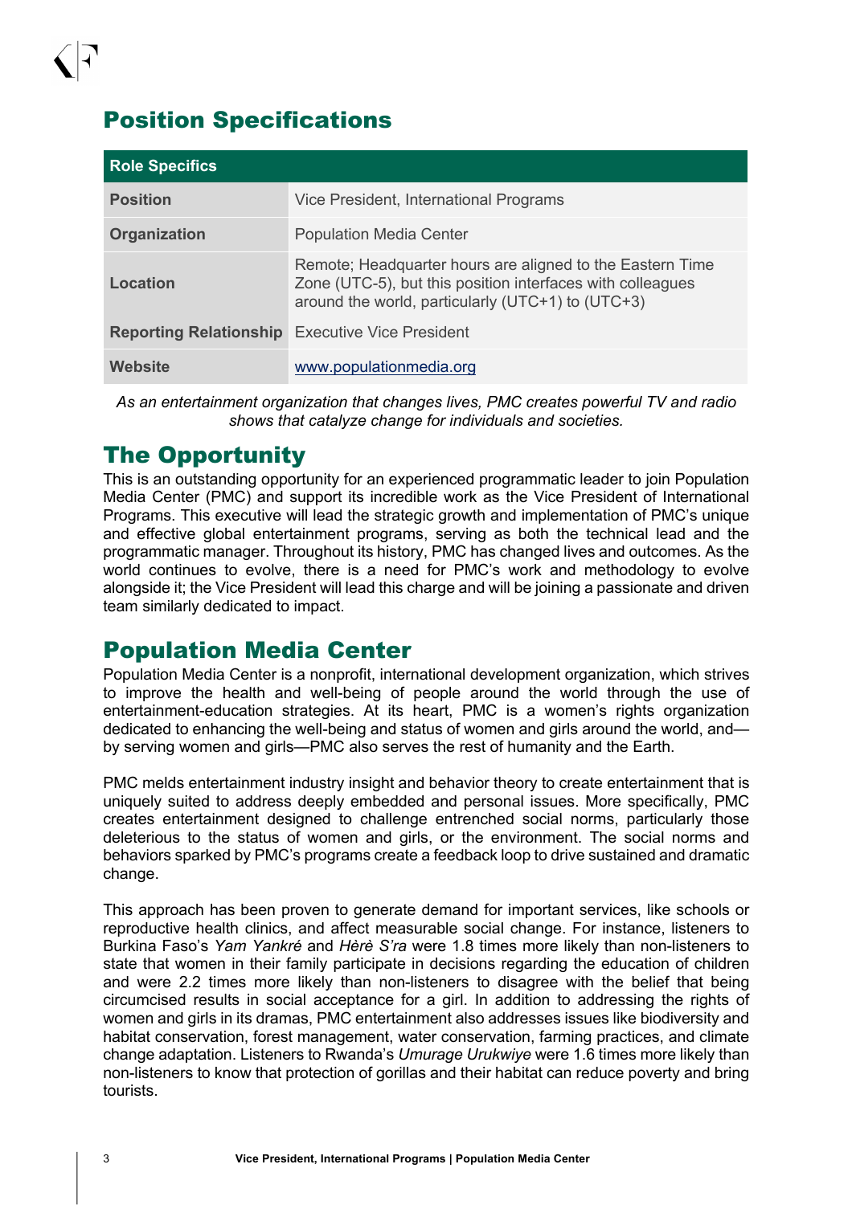## Position Specifications

| Role Specifics | |
|---|---|
| **Position** | Vice President, International Programs |
| **Organization** | Population Media Center |
| **Location** | Remote; Headquarter hours are aligned to the Eastern Time Zone (UTC-5), but this position interfaces with colleagues around the world, particularly (UTC+1) to (UTC+3) |
| **Reporting Relationship** | Executive Vice President |
| **Website** | www.populationmedia.org |

*As an entertainment organization that changes lives, PMC creates powerful TV and radio shows that catalyze change for individuals and societies.*

## The Opportunity

This is an outstanding opportunity for an experienced programmatic leader to join Population Media Center (PMC) and support its incredible work as the Vice President of International Programs. This executive will lead the strategic growth and implementation of PMC's unique and effective global entertainment programs, serving as both the technical lead and the programmatic manager. Throughout its history, PMC has changed lives and outcomes. As the world continues to evolve, there is a need for PMC's work and methodology to evolve alongside it; the Vice President will lead this charge and will be joining a passionate and driven team similarly dedicated to impact.

## Population Media Center

Population Media Center is a nonprofit, international development organization, which strives to improve the health and well-being of people around the world through the use of entertainment-education strategies. At its heart, PMC is a women's rights organization dedicated to enhancing the well-being and status of women and girls around the world, and—by serving women and girls—PMC also serves the rest of humanity and the Earth.

PMC melds entertainment industry insight and behavior theory to create entertainment that is uniquely suited to address deeply embedded and personal issues. More specifically, PMC creates entertainment designed to challenge entrenched social norms, particularly those deleterious to the status of women and girls, or the environment. The social norms and behaviors sparked by PMC's programs create a feedback loop to drive sustained and dramatic change.

This approach has been proven to generate demand for important services, like schools or reproductive health clinics, and affect measurable social change. For instance, listeners to Burkina Faso's *Yam Yankré* and *Hèrè S'ra* were 1.8 times more likely than non-listeners to state that women in their family participate in decisions regarding the education of children and were 2.2 times more likely than non-listeners to disagree with the belief that being circumcised results in social acceptance for a girl. In addition to addressing the rights of women and girls in its dramas, PMC entertainment also addresses issues like biodiversity and habitat conservation, forest management, water conservation, farming practices, and climate change adaptation. Listeners to Rwanda's *Umurage Urukwiye* were 1.6 times more likely than non-listeners to know that protection of gorillas and their habitat can reduce poverty and bring tourists.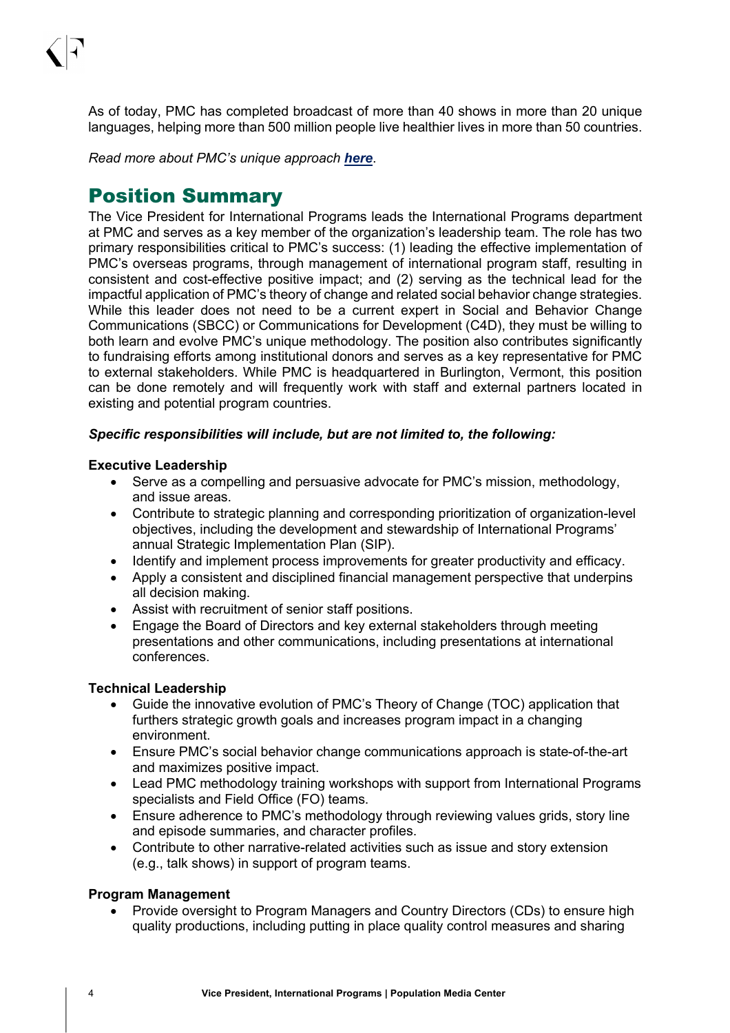As of today, PMC has completed broadcast of more than 40 shows in more than 20 unique languages, helping more than 500 million people live healthier lives in more than 50 countries.

*Read more about PMC's unique approach **here**.*

## Position Summary

The Vice President for International Programs leads the International Programs department at PMC and serves as a key member of the organization's leadership team. The role has two primary responsibilities critical to PMC's success: (1) leading the effective implementation of PMC's overseas programs, through management of international program staff, resulting in consistent and cost-effective positive impact; and (2) serving as the technical lead for the impactful application of PMC's theory of change and related social behavior change strategies. While this leader does not need to be a current expert in Social and Behavior Change Communications (SBCC) or Communications for Development (C4D), they must be willing to both learn and evolve PMC's unique methodology. The position also contributes significantly to fundraising efforts among institutional donors and serves as a key representative for PMC to external stakeholders. While PMC is headquartered in Burlington, Vermont, this position can be done remotely and will frequently work with staff and external partners located in existing and potential program countries.

***Specific responsibilities will include, but are not limited to, the following:***

**Executive Leadership**

- Serve as a compelling and persuasive advocate for PMC's mission, methodology, and issue areas.
- Contribute to strategic planning and corresponding prioritization of organization-level objectives, including the development and stewardship of International Programs' annual Strategic Implementation Plan (SIP).
- Identify and implement process improvements for greater productivity and efficacy.
- Apply a consistent and disciplined financial management perspective that underpins all decision making.
- Assist with recruitment of senior staff positions.
- Engage the Board of Directors and key external stakeholders through meeting presentations and other communications, including presentations at international conferences.

**Technical Leadership**

- Guide the innovative evolution of PMC's Theory of Change (TOC) application that furthers strategic growth goals and increases program impact in a changing environment.
- Ensure PMC's social behavior change communications approach is state-of-the-art and maximizes positive impact.
- Lead PMC methodology training workshops with support from International Programs specialists and Field Office (FO) teams.
- Ensure adherence to PMC's methodology through reviewing values grids, story line and episode summaries, and character profiles.
- Contribute to other narrative-related activities such as issue and story extension (e.g., talk shows) in support of program teams.

**Program Management**

- Provide oversight to Program Managers and Country Directors (CDs) to ensure high quality productions, including putting in place quality control measures and sharing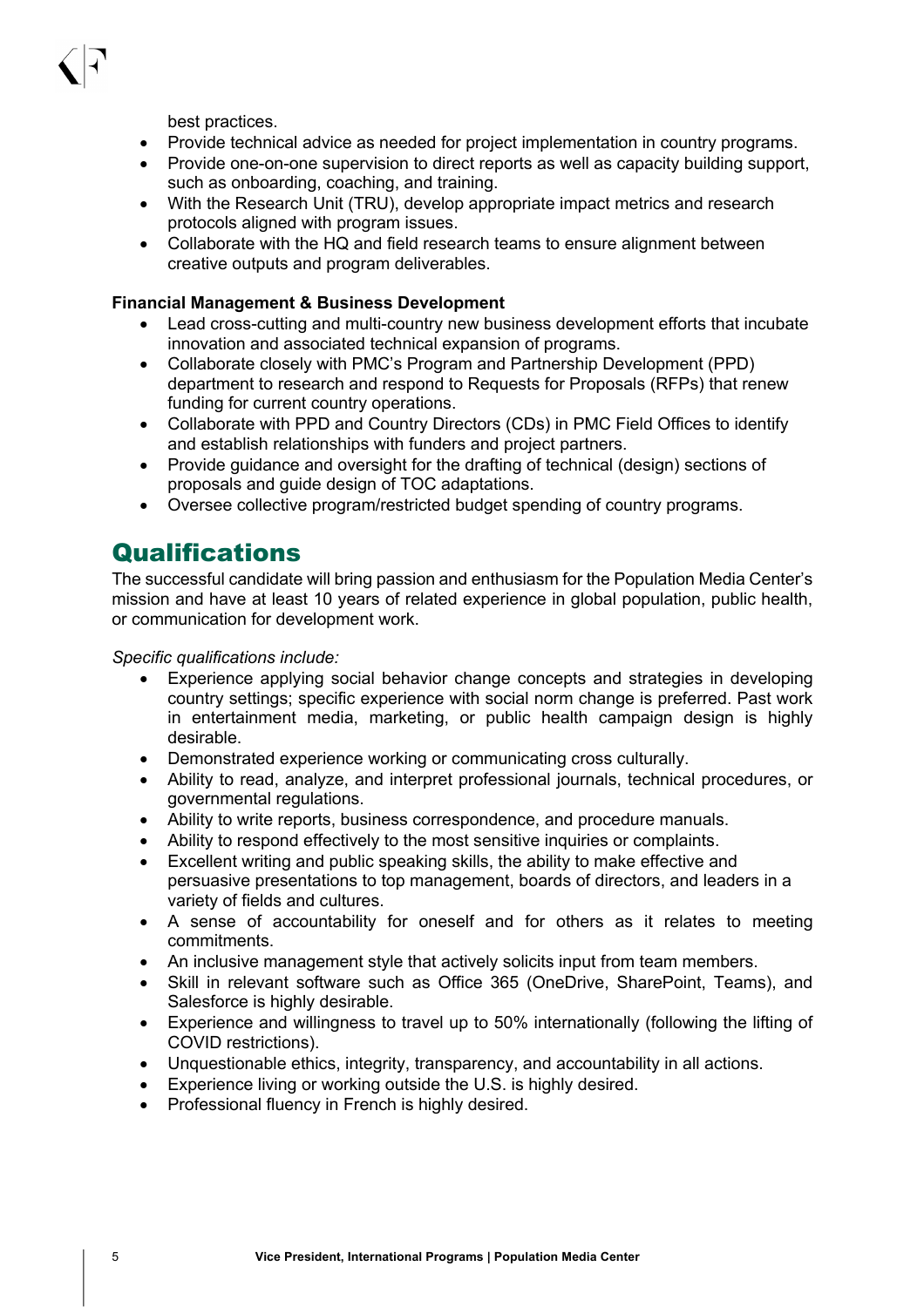best practices.

- Provide technical advice as needed for project implementation in country programs.
- Provide one-on-one supervision to direct reports as well as capacity building support, such as onboarding, coaching, and training.
- With the Research Unit (TRU), develop appropriate impact metrics and research protocols aligned with program issues.
- Collaborate with the HQ and field research teams to ensure alignment between creative outputs and program deliverables.

**Financial Management & Business Development**

- Lead cross-cutting and multi-country new business development efforts that incubate innovation and associated technical expansion of programs.
- Collaborate closely with PMC's Program and Partnership Development (PPD) department to research and respond to Requests for Proposals (RFPs) that renew funding for current country operations.
- Collaborate with PPD and Country Directors (CDs) in PMC Field Offices to identify and establish relationships with funders and project partners.
- Provide guidance and oversight for the drafting of technical (design) sections of proposals and guide design of TOC adaptations.
- Oversee collective program/restricted budget spending of country programs.

## Qualifications

The successful candidate will bring passion and enthusiasm for the Population Media Center's mission and have at least 10 years of related experience in global population, public health, or communication for development work.

*Specific qualifications include:*

- Experience applying social behavior change concepts and strategies in developing country settings; specific experience with social norm change is preferred. Past work in entertainment media, marketing, or public health campaign design is highly desirable.
- Demonstrated experience working or communicating cross culturally.
- Ability to read, analyze, and interpret professional journals, technical procedures, or governmental regulations.
- Ability to write reports, business correspondence, and procedure manuals.
- Ability to respond effectively to the most sensitive inquiries or complaints.
- Excellent writing and public speaking skills, the ability to make effective and persuasive presentations to top management, boards of directors, and leaders in a variety of fields and cultures.
- A sense of accountability for oneself and for others as it relates to meeting commitments.
- An inclusive management style that actively solicits input from team members.
- Skill in relevant software such as Office 365 (OneDrive, SharePoint, Teams), and Salesforce is highly desirable.
- Experience and willingness to travel up to 50% internationally (following the lifting of COVID restrictions).
- Unquestionable ethics, integrity, transparency, and accountability in all actions.
- Experience living or working outside the U.S. is highly desired.
- Professional fluency in French is highly desired.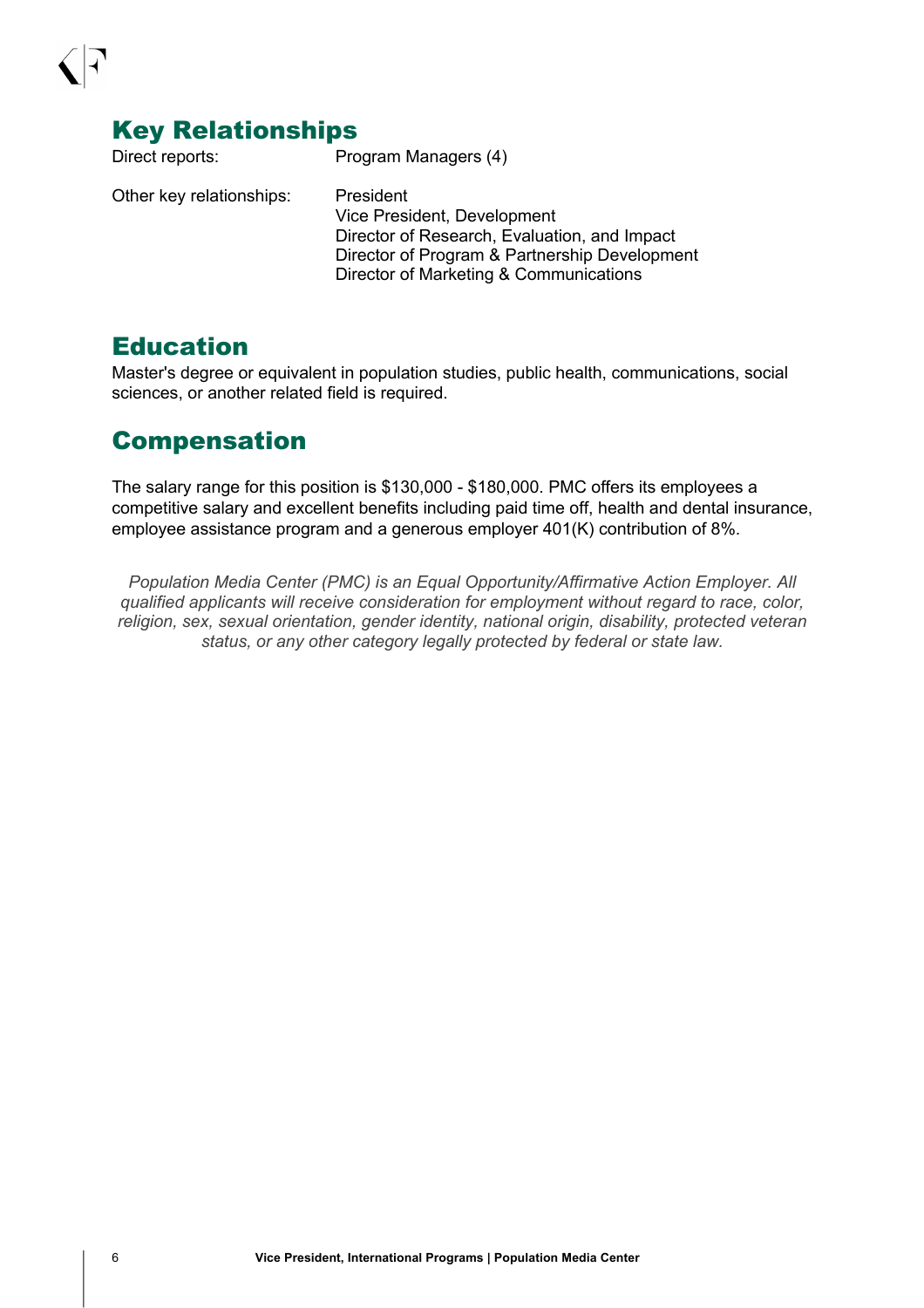## Key Relationships

| | |
|---|---|
| Direct reports: | Program Managers (4) |
| Other key relationships: | President<br>Vice President, Development<br>Director of Research, Evaluation, and Impact<br>Director of Program & Partnership Development<br>Director of Marketing & Communications |

## Education

Master's degree or equivalent in population studies, public health, communications, social sciences, or another related field is required.

## Compensation

The salary range for this position is $130,000 - $180,000. PMC offers its employees a competitive salary and excellent benefits including paid time off, health and dental insurance, employee assistance program and a generous employer 401(K) contribution of 8%.

*Population Media Center (PMC) is an Equal Opportunity/Affirmative Action Employer. All qualified applicants will receive consideration for employment without regard to race, color, religion, sex, sexual orientation, gender identity, national origin, disability, protected veteran status, or any other category legally protected by federal or state law.*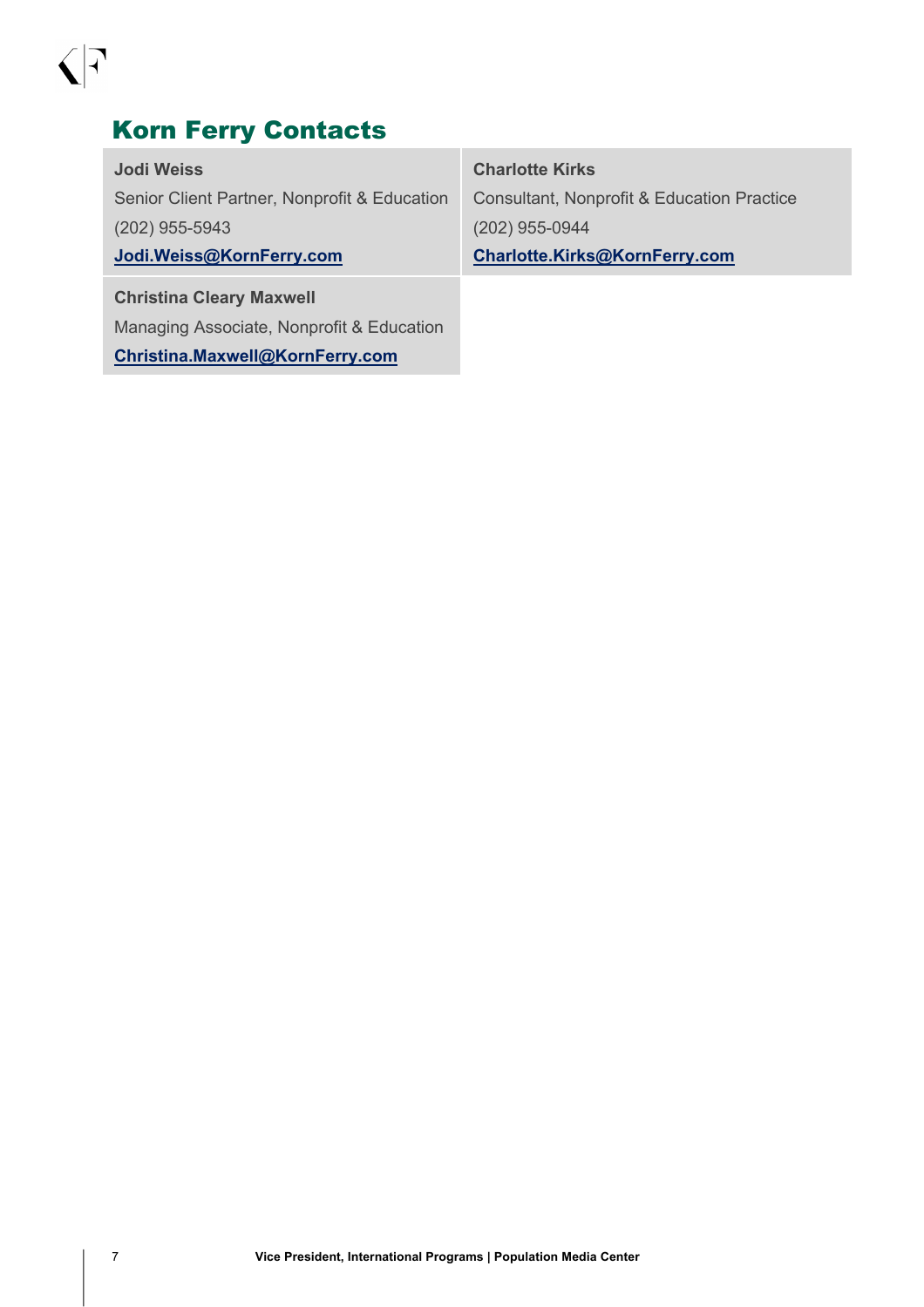## Korn Ferry Contacts

| **Jodi Weiss**<br>Senior Client Partner, Nonprofit & Education<br>(202) 955-5943<br>**Jodi.Weiss@KornFerry.com** | **Charlotte Kirks**<br>Consultant, Nonprofit & Education Practice<br>(202) 955-0944<br>**Charlotte.Kirks@KornFerry.com** |
|---|---|
| **Christina Cleary Maxwell**<br>Managing Associate, Nonprofit & Education<br>**Christina.Maxwell@KornFerry.com** | |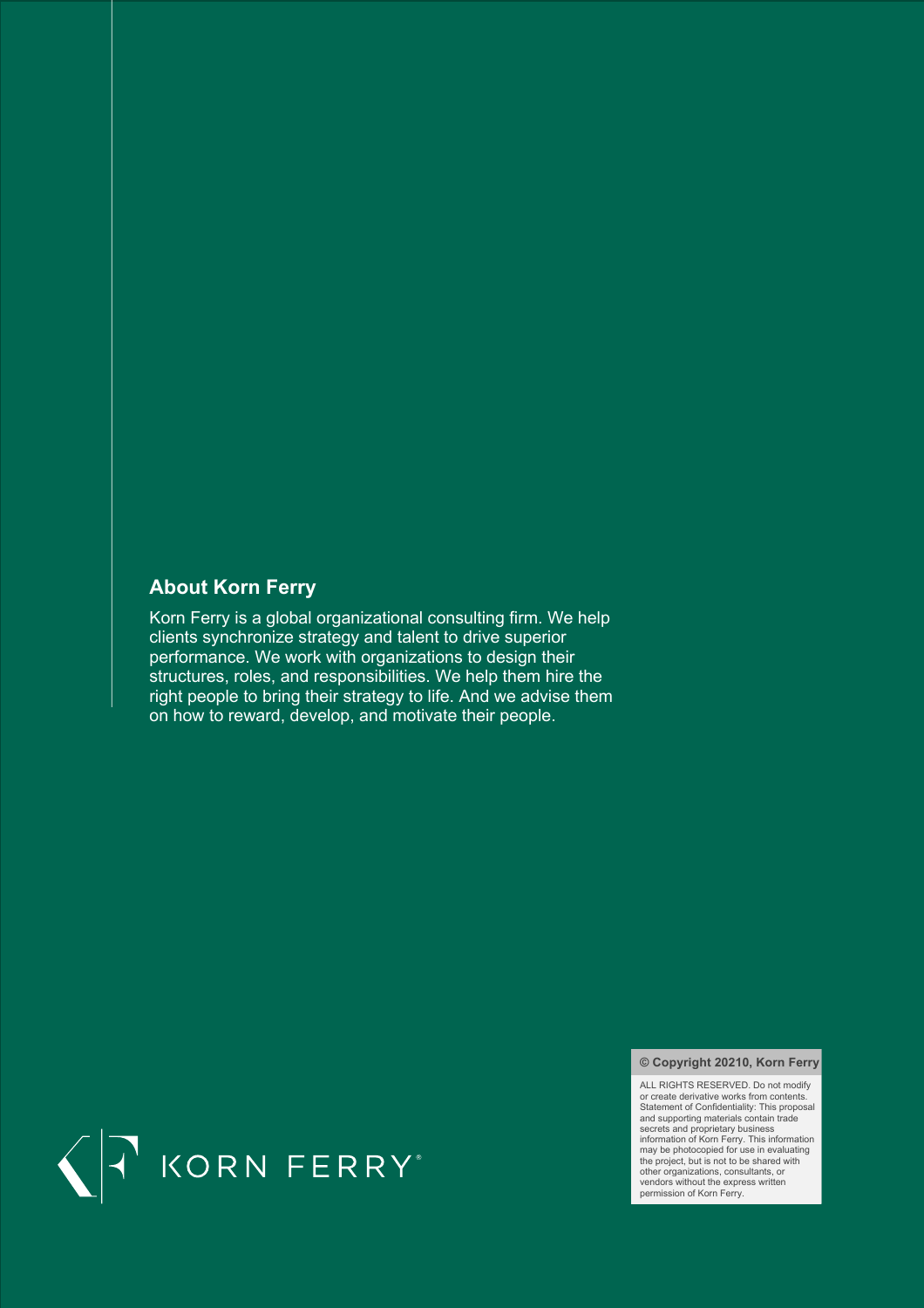## About Korn Ferry

Korn Ferry is a global organizational consulting firm. We help clients synchronize strategy and talent to drive superior performance. We work with organizations to design their structures, roles, and responsibilities. We help them hire the right people to bring their strategy to life. And we advise them on how to reward, develop, and motivate their people.

KORN FERRY®

**© Copyright 20210, Korn Ferry**

ALL RIGHTS RESERVED. Do not modify or create derivative works from contents. Statement of Confidentiality: This proposal and supporting materials contain trade secrets and proprietary business information of Korn Ferry. This information may be photocopied for use in evaluating the project, but is not to be shared with other organizations, consultants, or vendors without the express written permission of Korn Ferry.